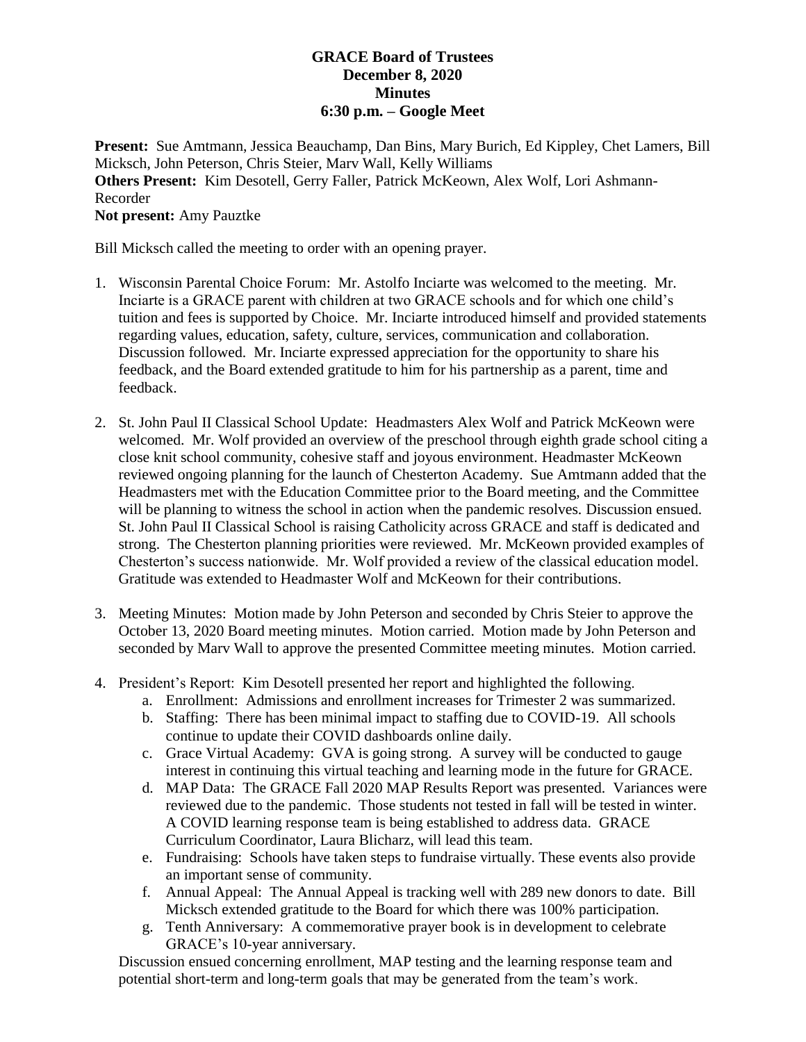**GRACE Board of Trustees**
**December 8, 2020**
**Minutes**
**6:30 p.m. – Google Meet**

**Present:** Sue Amtmann, Jessica Beauchamp, Dan Bins, Mary Burich, Ed Kippley, Chet Lamers, Bill Micksch, John Peterson, Chris Steier, Marv Wall, Kelly Williams
**Others Present:** Kim Desotell, Gerry Faller, Patrick McKeown, Alex Wolf, Lori Ashmann-Recorder
**Not present:** Amy Pauztke

Bill Micksch called the meeting to order with an opening prayer.

1. Wisconsin Parental Choice Forum: Mr. Astolfo Inciarte was welcomed to the meeting. Mr. Inciarte is a GRACE parent with children at two GRACE schools and for which one child's tuition and fees is supported by Choice. Mr. Inciarte introduced himself and provided statements regarding values, education, safety, culture, services, communication and collaboration. Discussion followed. Mr. Inciarte expressed appreciation for the opportunity to share his feedback, and the Board extended gratitude to him for his partnership as a parent, time and feedback.

2. St. John Paul II Classical School Update: Headmasters Alex Wolf and Patrick McKeown were welcomed. Mr. Wolf provided an overview of the preschool through eighth grade school citing a close knit school community, cohesive staff and joyous environment. Headmaster McKeown reviewed ongoing planning for the launch of Chesterton Academy. Sue Amtmann added that the Headmasters met with the Education Committee prior to the Board meeting, and the Committee will be planning to witness the school in action when the pandemic resolves. Discussion ensued. St. John Paul II Classical School is raising Catholicity across GRACE and staff is dedicated and strong. The Chesterton planning priorities were reviewed. Mr. McKeown provided examples of Chesterton's success nationwide. Mr. Wolf provided a review of the classical education model. Gratitude was extended to Headmaster Wolf and McKeown for their contributions.

3. Meeting Minutes: Motion made by John Peterson and seconded by Chris Steier to approve the October 13, 2020 Board meeting minutes. Motion carried. Motion made by John Peterson and seconded by Marv Wall to approve the presented Committee meeting minutes. Motion carried.

4. President's Report: Kim Desotell presented her report and highlighted the following.
   a. Enrollment: Admissions and enrollment increases for Trimester 2 was summarized.
   b. Staffing: There has been minimal impact to staffing due to COVID-19. All schools continue to update their COVID dashboards online daily.
   c. Grace Virtual Academy: GVA is going strong. A survey will be conducted to gauge interest in continuing this virtual teaching and learning mode in the future for GRACE.
   d. MAP Data: The GRACE Fall 2020 MAP Results Report was presented. Variances were reviewed due to the pandemic. Those students not tested in fall will be tested in winter. A COVID learning response team is being established to address data. GRACE Curriculum Coordinator, Laura Blicharz, will lead this team.
   e. Fundraising: Schools have taken steps to fundraise virtually. These events also provide an important sense of community.
   f. Annual Appeal: The Annual Appeal is tracking well with 289 new donors to date. Bill Micksch extended gratitude to the Board for which there was 100% participation.
   g. Tenth Anniversary: A commemorative prayer book is in development to celebrate GRACE's 10-year anniversary.

   Discussion ensued concerning enrollment, MAP testing and the learning response team and potential short-term and long-term goals that may be generated from the team's work.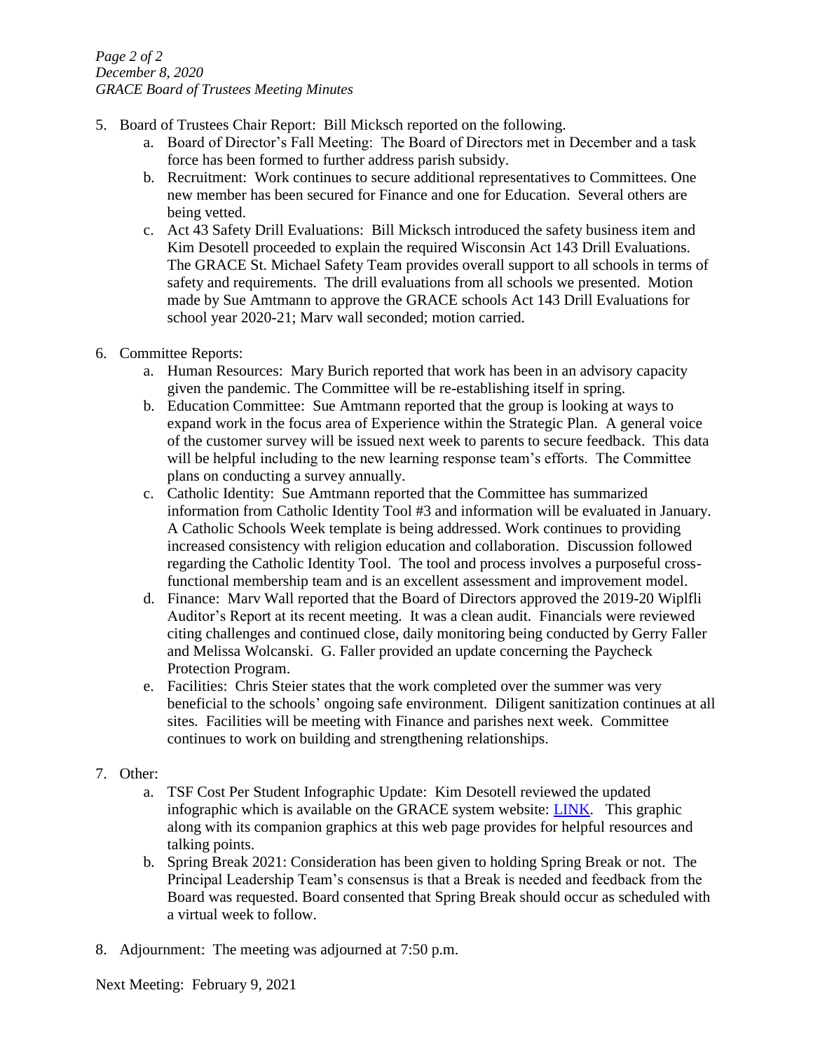5. Board of Trustees Chair Report: Bill Micksch reported on the following.
    a. Board of Director's Fall Meeting: The Board of Directors met in December and a task force has been formed to further address parish subsidy.
    b. Recruitment: Work continues to secure additional representatives to Committees. One new member has been secured for Finance and one for Education. Several others are being vetted.
    c. Act 43 Safety Drill Evaluations: Bill Micksch introduced the safety business item and Kim Desotell proceeded to explain the required Wisconsin Act 143 Drill Evaluations. The GRACE St. Michael Safety Team provides overall support to all schools in terms of safety and requirements. The drill evaluations from all schools we presented. Motion made by Sue Amtmann to approve the GRACE schools Act 143 Drill Evaluations for school year 2020-21; Marv wall seconded; motion carried.

6. Committee Reports:
    a. Human Resources: Mary Burich reported that work has been in an advisory capacity given the pandemic. The Committee will be re-establishing itself in spring.
    b. Education Committee: Sue Amtmann reported that the group is looking at ways to expand work in the focus area of Experience within the Strategic Plan. A general voice of the customer survey will be issued next week to parents to secure feedback. This data will be helpful including to the new learning response team's efforts. The Committee plans on conducting a survey annually.
    c. Catholic Identity: Sue Amtmann reported that the Committee has summarized information from Catholic Identity Tool #3 and information will be evaluated in January. A Catholic Schools Week template is being addressed. Work continues to providing increased consistency with religion education and collaboration. Discussion followed regarding the Catholic Identity Tool. The tool and process involves a purposeful cross-functional membership team and is an excellent assessment and improvement model.
    d. Finance: Marv Wall reported that the Board of Directors approved the 2019-20 Wiplfli Auditor's Report at its recent meeting. It was a clean audit. Financials were reviewed citing challenges and continued close, daily monitoring being conducted by Gerry Faller and Melissa Wolcanski. G. Faller provided an update concerning the Paycheck Protection Program.
    e. Facilities: Chris Steier states that the work completed over the summer was very beneficial to the schools' ongoing safe environment. Diligent sanitization continues at all sites. Facilities will be meeting with Finance and parishes next week. Committee continues to work on building and strengthening relationships.

7. Other:
    a. TSF Cost Per Student Infographic Update: Kim Desotell reviewed the updated infographic which is available on the GRACE system website: LINK. This graphic along with its companion graphics at this web page provides for helpful resources and talking points.
    b. Spring Break 2021: Consideration has been given to holding Spring Break or not. The Principal Leadership Team's consensus is that a Break is needed and feedback from the Board was requested. Board consented that Spring Break should occur as scheduled with a virtual week to follow.

8. Adjournment: The meeting was adjourned at 7:50 p.m.

Next Meeting: February 9, 2021